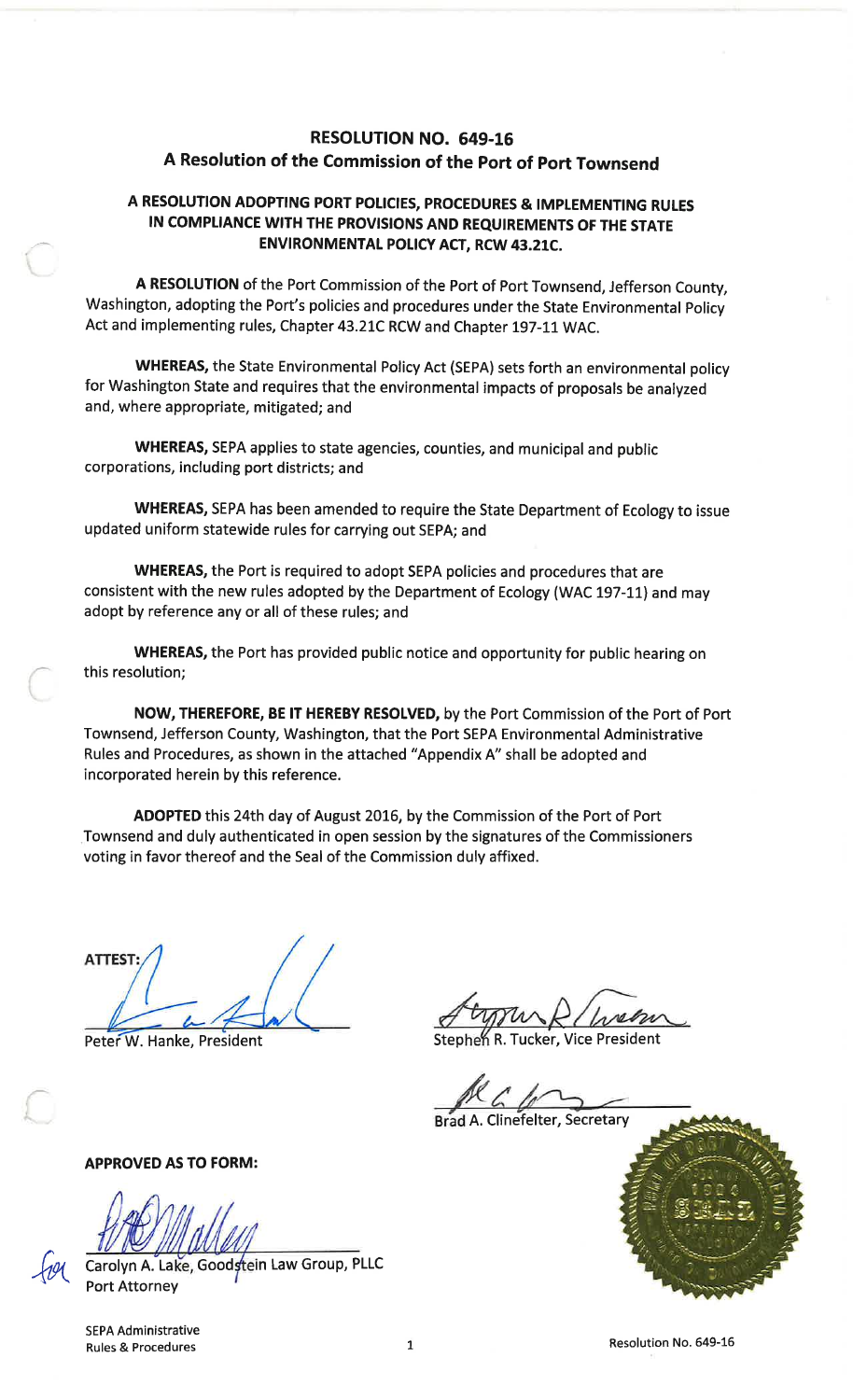# RESOLUTION NO. 649-16

## A Resolution of the Commission of the Port of Port Townsend

### A RESOLUTION ADOPTING PORT POLICIES, PROCEDURES & IMPLEMENTING RULES IN COMPLIANCE WITH THE PROVISIONS AND REQUIREMENTS OF THE STATE ENVIRONMENTAL POLICY ACT, RCW 43.21C.

**A RESOLUTION** of the Port Commission of the Port of Port Townsend, Jefferson County, Washington, adopting the Port's policies and procedures under the State Environmental Policy Act and implementing rules, Chapter 43.21C RCW and Chapter 197-11 WAC.

**WHEREAS,** the State Environmental Policy Act (SEPA) sets forth an environmental policy for Washington State and requires that the environmental impacts of proposals be analyzed and, where appropriate, mitigated; and

**WHEREAS,** SEPA applies to state agencies, counties, and municipal and public corporations, including port districts; and

**WHEREAS,** SEPA has been amended to require the State Department of Ecology to issue updated uniform statewide rules for carrying out SEPA; and

**WHEREAS,** the Port is required to adopt SEPA policies and procedures that are consistent with the new rules adopted by the Department of Ecology (WAC 197-11) and may adopt by reference any or all of these rules; and

**WHEREAS,** the Port has provided public notice and opportunity for public hearing on this resolution;

**NOW, THEREFORE, BE IT HEREBY RESOLVED,** by the Port Commission of the Port of Port Townsend, Jefferson County, Washington, that the Port SEPA Environmental Administrative Rules and Procedures, as shown in the attached "Appendix A" shall be adopted and incorporated herein by this reference.

**ADOPTED** this 24th day of August 2016, by the Commission of the Port of Port Townsend and duly authenticated in open session by the signatures of the Commissioners voting in favor thereof and the Seal of the Commission duly affixed.

**ATTEST:**

Peter W. Hanke, President

Stephen R. Tucker, Vice President

Brad A. Clinefelter, Secretary

**APPROVED AS TO FORM:**

Carolyn A. Lake, Goodstein Law Group, PLLC
Port Attorney

SEPA Administrative Rules & Procedures

Resolution No. 649-16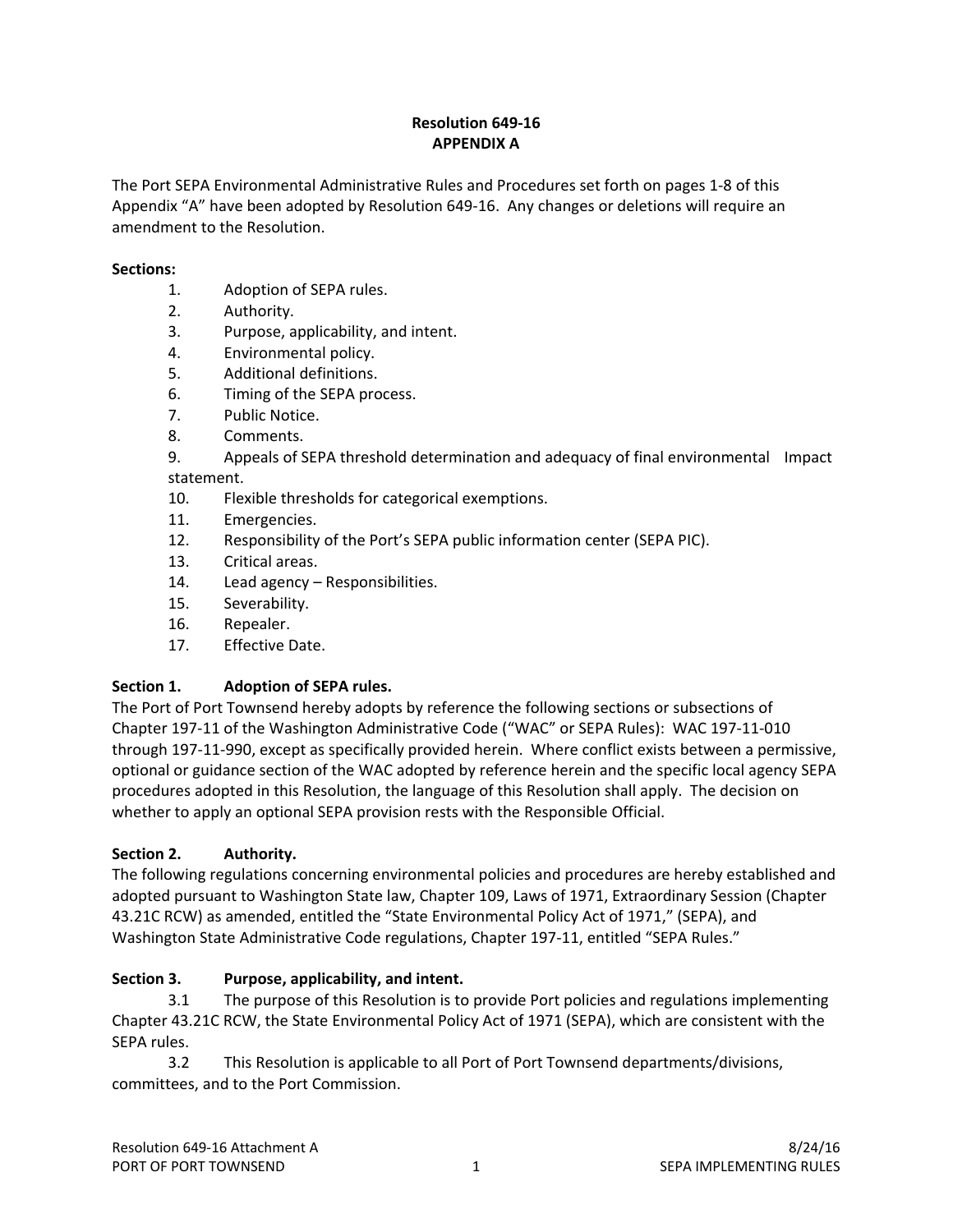**Resolution 649-16**
**APPENDIX A**

The Port SEPA Environmental Administrative Rules and Procedures set forth on pages 1-8 of this Appendix "A" have been adopted by Resolution 649-16. Any changes or deletions will require an amendment to the Resolution.

**Sections:**

1. Adoption of SEPA rules.
2. Authority.
3. Purpose, applicability, and intent.
4. Environmental policy.
5. Additional definitions.
6. Timing of the SEPA process.
7. Public Notice.
8. Comments.
9. Appeals of SEPA threshold determination and adequacy of final environmental Impact statement.
10. Flexible thresholds for categorical exemptions.
11. Emergencies.
12. Responsibility of the Port's SEPA public information center (SEPA PIC).
13. Critical areas.
14. Lead agency – Responsibilities.
15. Severability.
16. Repealer.
17. Effective Date.

**Section 1. Adoption of SEPA rules.**
The Port of Port Townsend hereby adopts by reference the following sections or subsections of Chapter 197-11 of the Washington Administrative Code ("WAC" or SEPA Rules): WAC 197-11-010 through 197-11-990, except as specifically provided herein. Where conflict exists between a permissive, optional or guidance section of the WAC adopted by reference herein and the specific local agency SEPA procedures adopted in this Resolution, the language of this Resolution shall apply. The decision on whether to apply an optional SEPA provision rests with the Responsible Official.

**Section 2. Authority.**
The following regulations concerning environmental policies and procedures are hereby established and adopted pursuant to Washington State law, Chapter 109, Laws of 1971, Extraordinary Session (Chapter 43.21C RCW) as amended, entitled the "State Environmental Policy Act of 1971," (SEPA), and Washington State Administrative Code regulations, Chapter 197-11, entitled "SEPA Rules."

**Section 3. Purpose, applicability, and intent.**

3.1 The purpose of this Resolution is to provide Port policies and regulations implementing Chapter 43.21C RCW, the State Environmental Policy Act of 1971 (SEPA), which are consistent with the SEPA rules.

3.2 This Resolution is applicable to all Port of Port Townsend departments/divisions, committees, and to the Port Commission.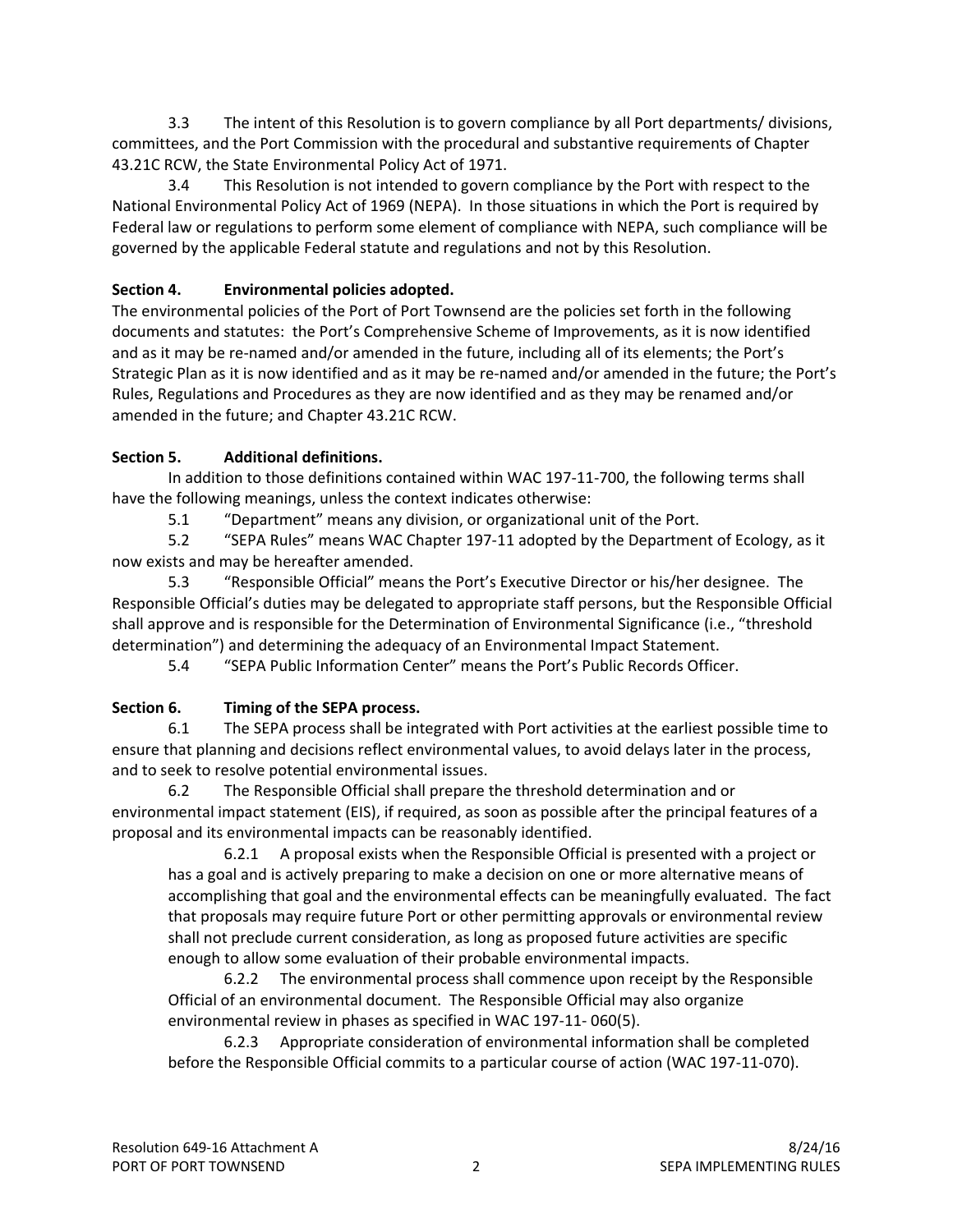3.3 The intent of this Resolution is to govern compliance by all Port departments/ divisions, committees, and the Port Commission with the procedural and substantive requirements of Chapter 43.21C RCW, the State Environmental Policy Act of 1971.

3.4 This Resolution is not intended to govern compliance by the Port with respect to the National Environmental Policy Act of 1969 (NEPA). In those situations in which the Port is required by Federal law or regulations to perform some element of compliance with NEPA, such compliance will be governed by the applicable Federal statute and regulations and not by this Resolution.

**Section 4. Environmental policies adopted.**

The environmental policies of the Port of Port Townsend are the policies set forth in the following documents and statutes: the Port's Comprehensive Scheme of Improvements, as it is now identified and as it may be re-named and/or amended in the future, including all of its elements; the Port's Strategic Plan as it is now identified and as it may be re-named and/or amended in the future; the Port's Rules, Regulations and Procedures as they are now identified and as they may be renamed and/or amended in the future; and Chapter 43.21C RCW.

**Section 5. Additional definitions.**

In addition to those definitions contained within WAC 197-11-700, the following terms shall have the following meanings, unless the context indicates otherwise:

5.1 "Department" means any division, or organizational unit of the Port.

5.2 "SEPA Rules" means WAC Chapter 197-11 adopted by the Department of Ecology, as it now exists and may be hereafter amended.

5.3 "Responsible Official" means the Port's Executive Director or his/her designee. The Responsible Official's duties may be delegated to appropriate staff persons, but the Responsible Official shall approve and is responsible for the Determination of Environmental Significance (i.e., "threshold determination") and determining the adequacy of an Environmental Impact Statement.

5.4 "SEPA Public Information Center" means the Port's Public Records Officer.

**Section 6. Timing of the SEPA process.**

6.1 The SEPA process shall be integrated with Port activities at the earliest possible time to ensure that planning and decisions reflect environmental values, to avoid delays later in the process, and to seek to resolve potential environmental issues.

6.2 The Responsible Official shall prepare the threshold determination and or environmental impact statement (EIS), if required, as soon as possible after the principal features of a proposal and its environmental impacts can be reasonably identified.

6.2.1 A proposal exists when the Responsible Official is presented with a project or has a goal and is actively preparing to make a decision on one or more alternative means of accomplishing that goal and the environmental effects can be meaningfully evaluated. The fact that proposals may require future Port or other permitting approvals or environmental review shall not preclude current consideration, as long as proposed future activities are specific enough to allow some evaluation of their probable environmental impacts.

6.2.2 The environmental process shall commence upon receipt by the Responsible Official of an environmental document. The Responsible Official may also organize environmental review in phases as specified in WAC 197-11- 060(5).

6.2.3 Appropriate consideration of environmental information shall be completed before the Responsible Official commits to a particular course of action (WAC 197-11-070).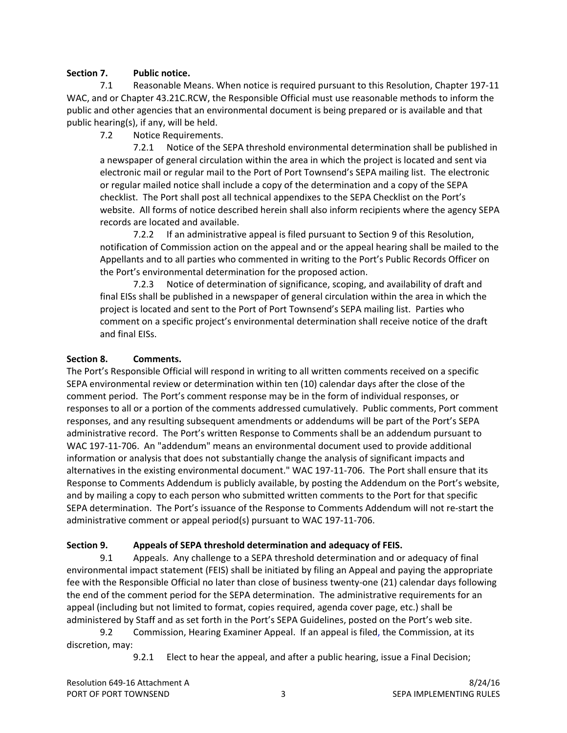**Section 7. Public notice.**

7.1 Reasonable Means. When notice is required pursuant to this Resolution, Chapter 197-11 WAC, and or Chapter 43.21C.RCW, the Responsible Official must use reasonable methods to inform the public and other agencies that an environmental document is being prepared or is available and that public hearing(s), if any, will be held.

7.2 Notice Requirements.

7.2.1 Notice of the SEPA threshold environmental determination shall be published in a newspaper of general circulation within the area in which the project is located and sent via electronic mail or regular mail to the Port of Port Townsend's SEPA mailing list. The electronic or regular mailed notice shall include a copy of the determination and a copy of the SEPA checklist. The Port shall post all technical appendixes to the SEPA Checklist on the Port's website. All forms of notice described herein shall also inform recipients where the agency SEPA records are located and available.

7.2.2 If an administrative appeal is filed pursuant to Section 9 of this Resolution, notification of Commission action on the appeal and or the appeal hearing shall be mailed to the Appellants and to all parties who commented in writing to the Port's Public Records Officer on the Port's environmental determination for the proposed action.

7.2.3 Notice of determination of significance, scoping, and availability of draft and final EISs shall be published in a newspaper of general circulation within the area in which the project is located and sent to the Port of Port Townsend's SEPA mailing list. Parties who comment on a specific project's environmental determination shall receive notice of the draft and final EISs.

**Section 8. Comments.**

The Port's Responsible Official will respond in writing to all written comments received on a specific SEPA environmental review or determination within ten (10) calendar days after the close of the comment period. The Port's comment response may be in the form of individual responses, or responses to all or a portion of the comments addressed cumulatively. Public comments, Port comment responses, and any resulting subsequent amendments or addendums will be part of the Port's SEPA administrative record. The Port's written Response to Comments shall be an addendum pursuant to WAC 197-11-706. An "addendum" means an environmental document used to provide additional information or analysis that does not substantially change the analysis of significant impacts and alternatives in the existing environmental document." WAC 197-11-706. The Port shall ensure that its Response to Comments Addendum is publicly available, by posting the Addendum on the Port's website, and by mailing a copy to each person who submitted written comments to the Port for that specific SEPA determination. The Port's issuance of the Response to Comments Addendum will not re-start the administrative comment or appeal period(s) pursuant to WAC 197-11-706.

**Section 9. Appeals of SEPA threshold determination and adequacy of FEIS.**

9.1 Appeals. Any challenge to a SEPA threshold determination and or adequacy of final environmental impact statement (FEIS) shall be initiated by filing an Appeal and paying the appropriate fee with the Responsible Official no later than close of business twenty-one (21) calendar days following the end of the comment period for the SEPA determination. The administrative requirements for an appeal (including but not limited to format, copies required, agenda cover page, etc.) shall be administered by Staff and as set forth in the Port's SEPA Guidelines, posted on the Port's web site.

9.2 Commission, Hearing Examiner Appeal. If an appeal is filed, the Commission, at its discretion, may:

9.2.1 Elect to hear the appeal, and after a public hearing, issue a Final Decision;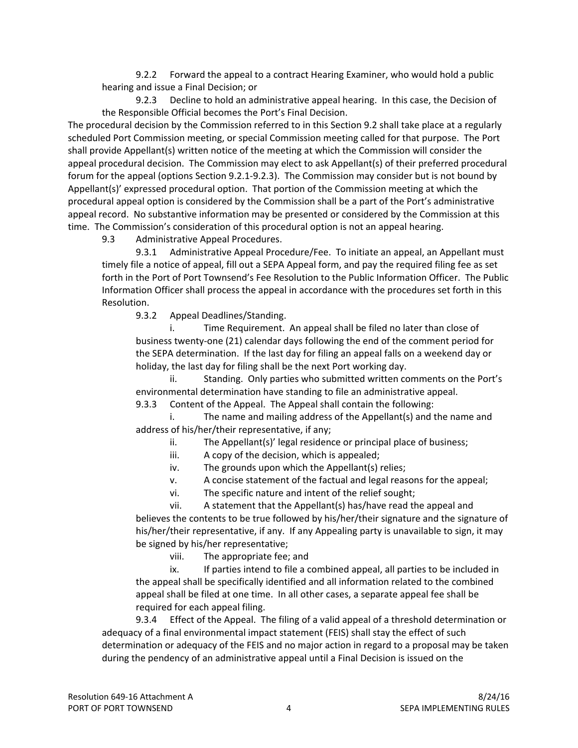9.2.2 Forward the appeal to a contract Hearing Examiner, who would hold a public hearing and issue a Final Decision; or

9.2.3 Decline to hold an administrative appeal hearing. In this case, the Decision of the Responsible Official becomes the Port's Final Decision.

The procedural decision by the Commission referred to in this Section 9.2 shall take place at a regularly scheduled Port Commission meeting, or special Commission meeting called for that purpose. The Port shall provide Appellant(s) written notice of the meeting at which the Commission will consider the appeal procedural decision. The Commission may elect to ask Appellant(s) of their preferred procedural forum for the appeal (options Section 9.2.1-9.2.3). The Commission may consider but is not bound by Appellant(s)' expressed procedural option. That portion of the Commission meeting at which the procedural appeal option is considered by the Commission shall be a part of the Port's administrative appeal record. No substantive information may be presented or considered by the Commission at this time. The Commission's consideration of this procedural option is not an appeal hearing.

9.3 Administrative Appeal Procedures.

9.3.1 Administrative Appeal Procedure/Fee. To initiate an appeal, an Appellant must timely file a notice of appeal, fill out a SEPA Appeal form, and pay the required filing fee as set forth in the Port of Port Townsend's Fee Resolution to the Public Information Officer. The Public Information Officer shall process the appeal in accordance with the procedures set forth in this Resolution.

9.3.2 Appeal Deadlines/Standing.

i. Time Requirement. An appeal shall be filed no later than close of business twenty-one (21) calendar days following the end of the comment period for the SEPA determination. If the last day for filing an appeal falls on a weekend day or holiday, the last day for filing shall be the next Port working day.

ii. Standing. Only parties who submitted written comments on the Port's environmental determination have standing to file an administrative appeal.

9.3.3 Content of the Appeal. The Appeal shall contain the following:

i. The name and mailing address of the Appellant(s) and the name and address of his/her/their representative, if any;

ii. The Appellant(s)' legal residence or principal place of business;

iii. A copy of the decision, which is appealed;

iv. The grounds upon which the Appellant(s) relies;

v. A concise statement of the factual and legal reasons for the appeal;

vi. The specific nature and intent of the relief sought;

vii. A statement that the Appellant(s) has/have read the appeal and believes the contents to be true followed by his/her/their signature and the signature of his/her/their representative, if any. If any Appealing party is unavailable to sign, it may be signed by his/her representative;

viii. The appropriate fee; and

ix. If parties intend to file a combined appeal, all parties to be included in the appeal shall be specifically identified and all information related to the combined appeal shall be filed at one time. In all other cases, a separate appeal fee shall be required for each appeal filing.

9.3.4 Effect of the Appeal. The filing of a valid appeal of a threshold determination or adequacy of a final environmental impact statement (FEIS) shall stay the effect of such determination or adequacy of the FEIS and no major action in regard to a proposal may be taken during the pendency of an administrative appeal until a Final Decision is issued on the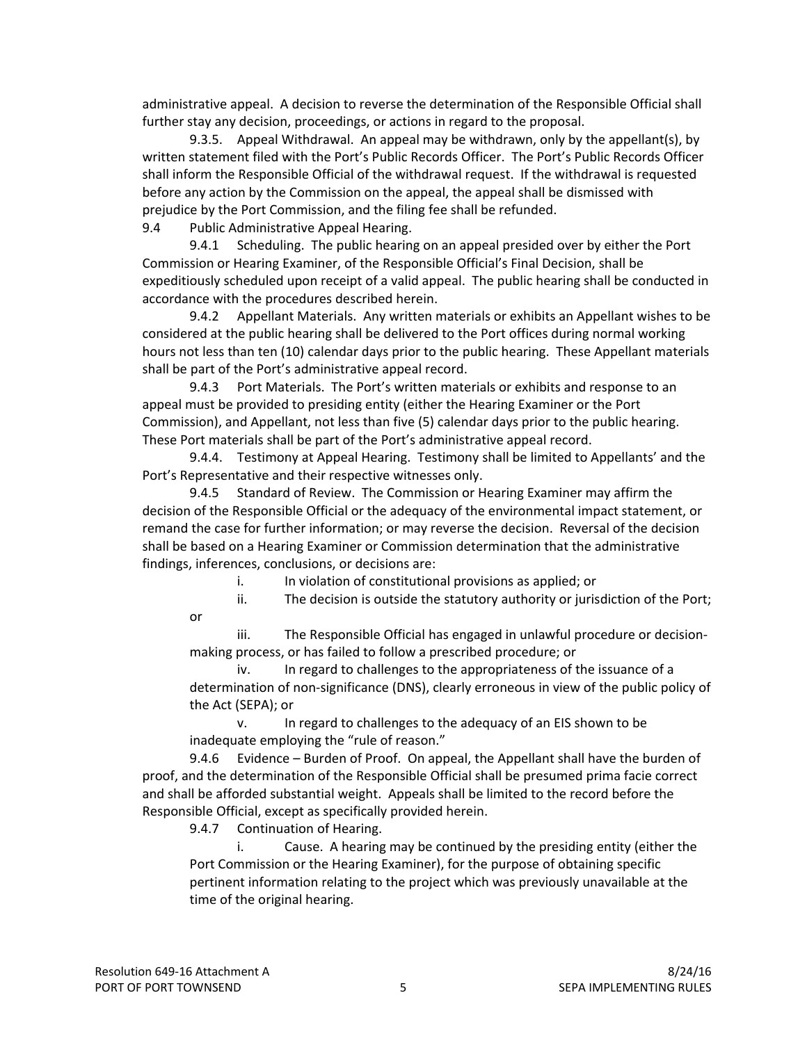administrative appeal. A decision to reverse the determination of the Responsible Official shall further stay any decision, proceedings, or actions in regard to the proposal.

9.3.5. Appeal Withdrawal. An appeal may be withdrawn, only by the appellant(s), by written statement filed with the Port's Public Records Officer. The Port's Public Records Officer shall inform the Responsible Official of the withdrawal request. If the withdrawal is requested before any action by the Commission on the appeal, the appeal shall be dismissed with prejudice by the Port Commission, and the filing fee shall be refunded.

9.4 Public Administrative Appeal Hearing.

9.4.1 Scheduling. The public hearing on an appeal presided over by either the Port Commission or Hearing Examiner, of the Responsible Official's Final Decision, shall be expeditiously scheduled upon receipt of a valid appeal. The public hearing shall be conducted in accordance with the procedures described herein.

9.4.2 Appellant Materials. Any written materials or exhibits an Appellant wishes to be considered at the public hearing shall be delivered to the Port offices during normal working hours not less than ten (10) calendar days prior to the public hearing. These Appellant materials shall be part of the Port's administrative appeal record.

9.4.3 Port Materials. The Port's written materials or exhibits and response to an appeal must be provided to presiding entity (either the Hearing Examiner or the Port Commission), and Appellant, not less than five (5) calendar days prior to the public hearing. These Port materials shall be part of the Port's administrative appeal record.

9.4.4. Testimony at Appeal Hearing. Testimony shall be limited to Appellants' and the Port's Representative and their respective witnesses only.

9.4.5 Standard of Review. The Commission or Hearing Examiner may affirm the decision of the Responsible Official or the adequacy of the environmental impact statement, or remand the case for further information; or may reverse the decision. Reversal of the decision shall be based on a Hearing Examiner or Commission determination that the administrative findings, inferences, conclusions, or decisions are:

i. In violation of constitutional provisions as applied; or

ii. The decision is outside the statutory authority or jurisdiction of the Port; or

iii. The Responsible Official has engaged in unlawful procedure or decision-making process, or has failed to follow a prescribed procedure; or

iv. In regard to challenges to the appropriateness of the issuance of a determination of non-significance (DNS), clearly erroneous in view of the public policy of the Act (SEPA); or

v. In regard to challenges to the adequacy of an EIS shown to be inadequate employing the "rule of reason."

9.4.6 Evidence – Burden of Proof. On appeal, the Appellant shall have the burden of proof, and the determination of the Responsible Official shall be presumed prima facie correct and shall be afforded substantial weight. Appeals shall be limited to the record before the Responsible Official, except as specifically provided herein.

9.4.7 Continuation of Hearing.

i. Cause. A hearing may be continued by the presiding entity (either the Port Commission or the Hearing Examiner), for the purpose of obtaining specific pertinent information relating to the project which was previously unavailable at the time of the original hearing.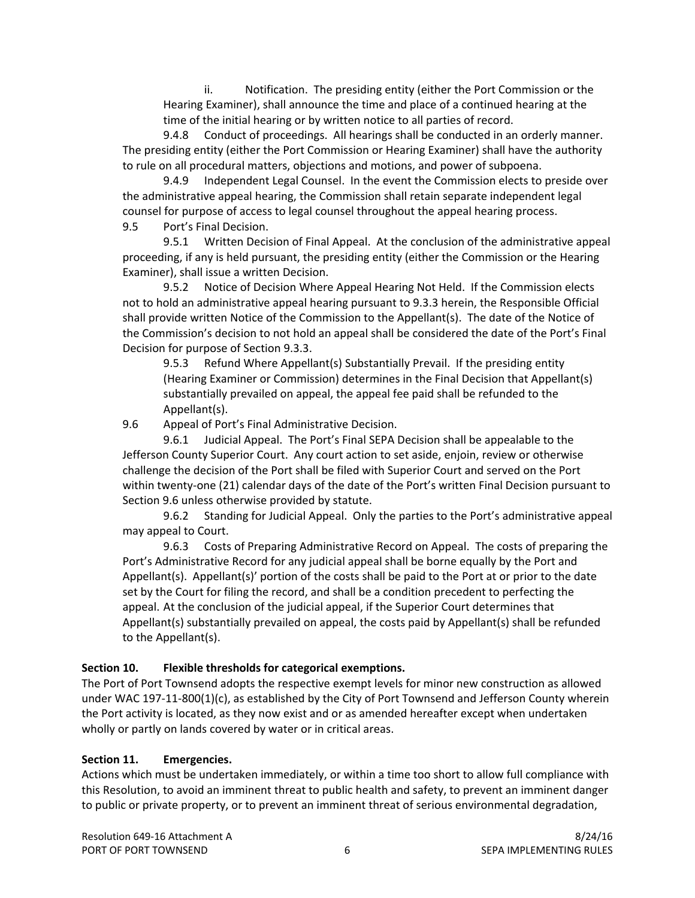ii. Notification. The presiding entity (either the Port Commission or the Hearing Examiner), shall announce the time and place of a continued hearing at the time of the initial hearing or by written notice to all parties of record.

9.4.8 Conduct of proceedings. All hearings shall be conducted in an orderly manner. The presiding entity (either the Port Commission or Hearing Examiner) shall have the authority to rule on all procedural matters, objections and motions, and power of subpoena.

9.4.9 Independent Legal Counsel. In the event the Commission elects to preside over the administrative appeal hearing, the Commission shall retain separate independent legal counsel for purpose of access to legal counsel throughout the appeal hearing process.

9.5 Port's Final Decision.

9.5.1 Written Decision of Final Appeal. At the conclusion of the administrative appeal proceeding, if any is held pursuant, the presiding entity (either the Commission or the Hearing Examiner), shall issue a written Decision.

9.5.2 Notice of Decision Where Appeal Hearing Not Held. If the Commission elects not to hold an administrative appeal hearing pursuant to 9.3.3 herein, the Responsible Official shall provide written Notice of the Commission to the Appellant(s). The date of the Notice of the Commission's decision to not hold an appeal shall be considered the date of the Port's Final Decision for purpose of Section 9.3.3.

9.5.3 Refund Where Appellant(s) Substantially Prevail. If the presiding entity (Hearing Examiner or Commission) determines in the Final Decision that Appellant(s) substantially prevailed on appeal, the appeal fee paid shall be refunded to the Appellant(s).

9.6 Appeal of Port's Final Administrative Decision.

9.6.1 Judicial Appeal. The Port's Final SEPA Decision shall be appealable to the Jefferson County Superior Court. Any court action to set aside, enjoin, review or otherwise challenge the decision of the Port shall be filed with Superior Court and served on the Port within twenty-one (21) calendar days of the date of the Port's written Final Decision pursuant to Section 9.6 unless otherwise provided by statute.

9.6.2 Standing for Judicial Appeal. Only the parties to the Port's administrative appeal may appeal to Court.

9.6.3 Costs of Preparing Administrative Record on Appeal. The costs of preparing the Port's Administrative Record for any judicial appeal shall be borne equally by the Port and Appellant(s). Appellant(s)' portion of the costs shall be paid to the Port at or prior to the date set by the Court for filing the record, and shall be a condition precedent to perfecting the appeal. At the conclusion of the judicial appeal, if the Superior Court determines that Appellant(s) substantially prevailed on appeal, the costs paid by Appellant(s) shall be refunded to the Appellant(s).

**Section 10. Flexible thresholds for categorical exemptions.**

The Port of Port Townsend adopts the respective exempt levels for minor new construction as allowed under WAC 197-11-800(1)(c), as established by the City of Port Townsend and Jefferson County wherein the Port activity is located, as they now exist and or as amended hereafter except when undertaken wholly or partly on lands covered by water or in critical areas.

**Section 11. Emergencies.**

Actions which must be undertaken immediately, or within a time too short to allow full compliance with this Resolution, to avoid an imminent threat to public health and safety, to prevent an imminent danger to public or private property, or to prevent an imminent threat of serious environmental degradation,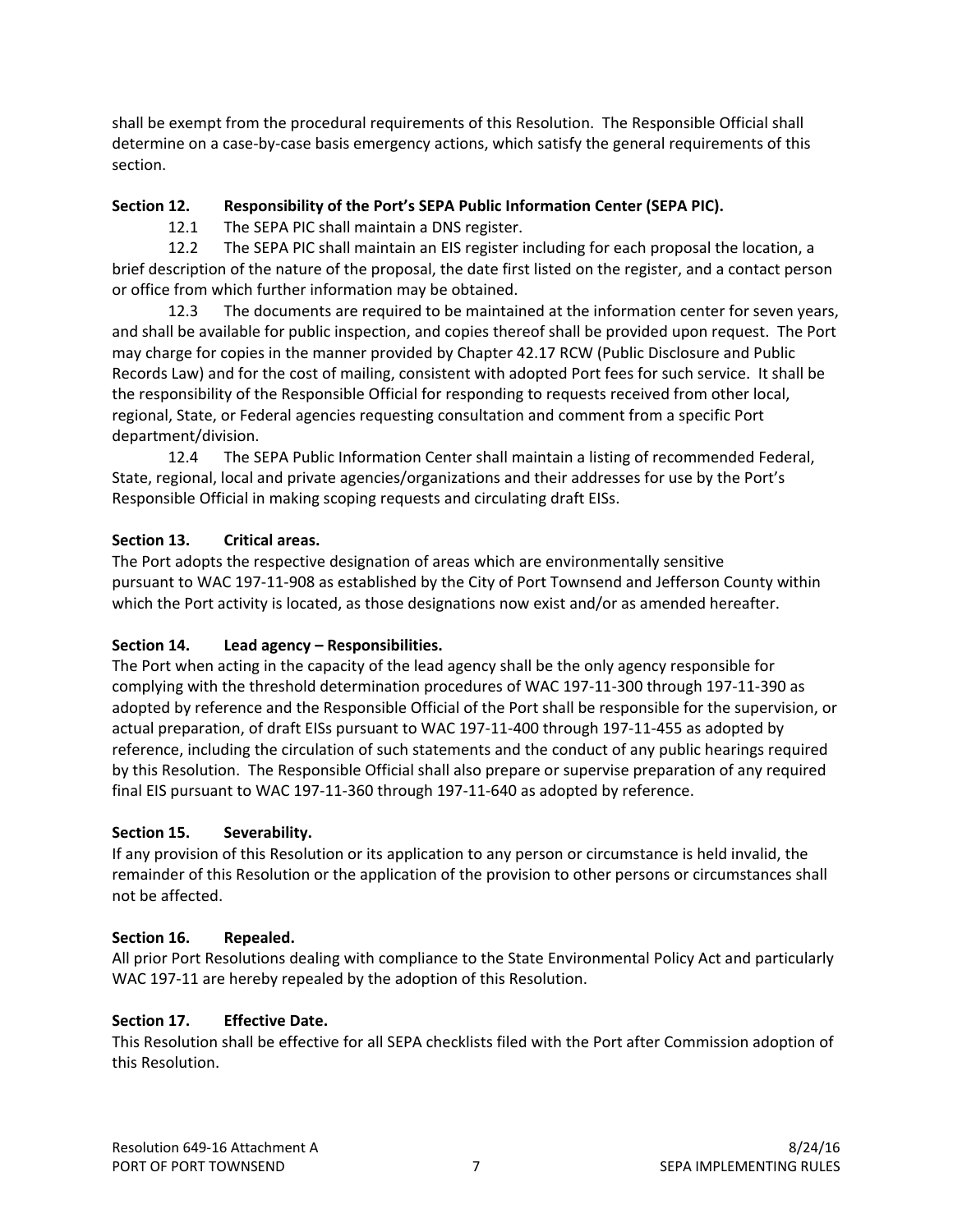shall be exempt from the procedural requirements of this Resolution. The Responsible Official shall determine on a case-by-case basis emergency actions, which satisfy the general requirements of this section.

**Section 12. Responsibility of the Port's SEPA Public Information Center (SEPA PIC).**

12.1 The SEPA PIC shall maintain a DNS register.

12.2 The SEPA PIC shall maintain an EIS register including for each proposal the location, a brief description of the nature of the proposal, the date first listed on the register, and a contact person or office from which further information may be obtained.

12.3 The documents are required to be maintained at the information center for seven years, and shall be available for public inspection, and copies thereof shall be provided upon request. The Port may charge for copies in the manner provided by Chapter 42.17 RCW (Public Disclosure and Public Records Law) and for the cost of mailing, consistent with adopted Port fees for such service. It shall be the responsibility of the Responsible Official for responding to requests received from other local, regional, State, or Federal agencies requesting consultation and comment from a specific Port department/division.

12.4 The SEPA Public Information Center shall maintain a listing of recommended Federal, State, regional, local and private agencies/organizations and their addresses for use by the Port's Responsible Official in making scoping requests and circulating draft EISs.

**Section 13. Critical areas.**

The Port adopts the respective designation of areas which are environmentally sensitive pursuant to WAC 197-11-908 as established by the City of Port Townsend and Jefferson County within which the Port activity is located, as those designations now exist and/or as amended hereafter.

**Section 14. Lead agency – Responsibilities.**

The Port when acting in the capacity of the lead agency shall be the only agency responsible for complying with the threshold determination procedures of WAC 197-11-300 through 197-11-390 as adopted by reference and the Responsible Official of the Port shall be responsible for the supervision, or actual preparation, of draft EISs pursuant to WAC 197-11-400 through 197-11-455 as adopted by reference, including the circulation of such statements and the conduct of any public hearings required by this Resolution. The Responsible Official shall also prepare or supervise preparation of any required final EIS pursuant to WAC 197-11-360 through 197-11-640 as adopted by reference.

**Section 15. Severability.**

If any provision of this Resolution or its application to any person or circumstance is held invalid, the remainder of this Resolution or the application of the provision to other persons or circumstances shall not be affected.

**Section 16. Repealed.**

All prior Port Resolutions dealing with compliance to the State Environmental Policy Act and particularly WAC 197-11 are hereby repealed by the adoption of this Resolution.

**Section 17. Effective Date.**

This Resolution shall be effective for all SEPA checklists filed with the Port after Commission adoption of this Resolution.